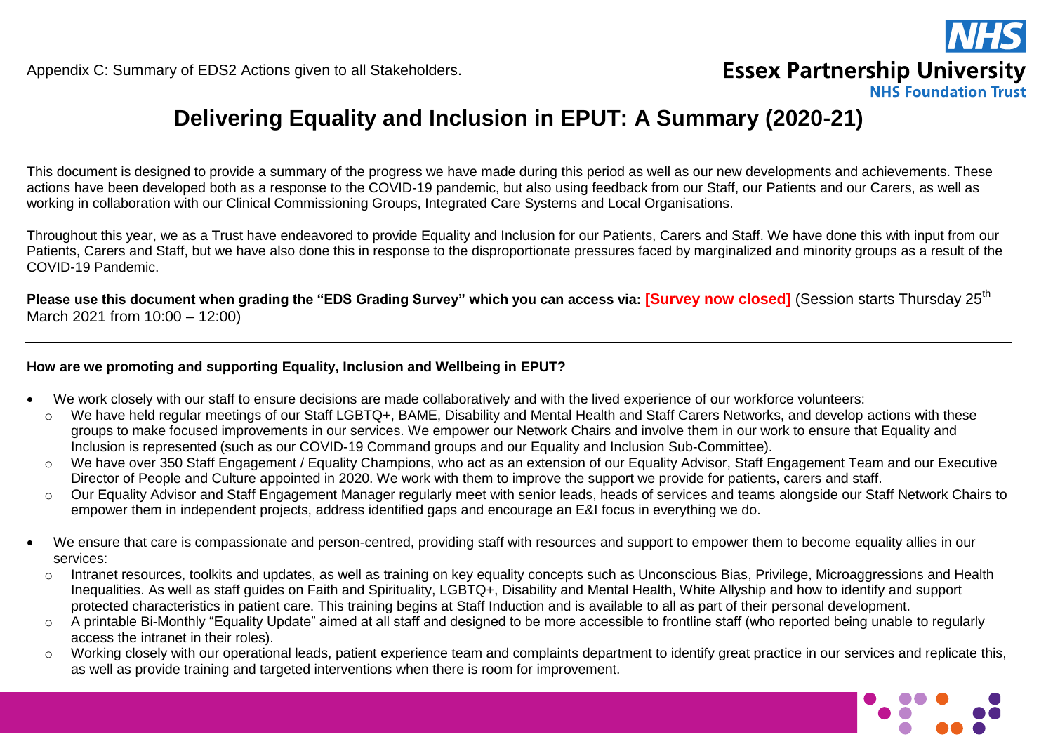Appendix C: Summary of EDS2 Actions given to all Stakeholders.

NHS
Essex Partnership University
NHS Foundation Trust

# Delivering Equality and Inclusion in EPUT: A Summary (2020-21)

This document is designed to provide a summary of the progress we have made during this period as well as our new developments and achievements. These actions have been developed both as a response to the COVID-19 pandemic, but also using feedback from our Staff, our Patients and our Carers, as well as working in collaboration with our Clinical Commissioning Groups, Integrated Care Systems and Local Organisations.

Throughout this year, we as a Trust have endeavored to provide Equality and Inclusion for our Patients, Carers and Staff. We have done this with input from our Patients, Carers and Staff, but we have also done this in response to the disproportionate pressures faced by marginalized and minority groups as a result of the COVID-19 Pandemic.

**Please use this document when grading the "EDS Grading Survey" which you can access via: [Survey now closed]** (Session starts Thursday 25th March 2021 from 10:00 – 12:00)

---

**How are we promoting and supporting Equality, Inclusion and Wellbeing in EPUT?**

- We work closely with our staff to ensure decisions are made collaboratively and with the lived experience of our workforce volunteers:
  - We have held regular meetings of our Staff LGBTQ+, BAME, Disability and Mental Health and Staff Carers Networks, and develop actions with these groups to make focused improvements in our services. We empower our Network Chairs and involve them in our work to ensure that Equality and Inclusion is represented (such as our COVID-19 Command groups and our Equality and Inclusion Sub-Committee).
  - We have over 350 Staff Engagement / Equality Champions, who act as an extension of our Equality Advisor, Staff Engagement Team and our Executive Director of People and Culture appointed in 2020. We work with them to improve the support we provide for patients, carers and staff.
  - Our Equality Advisor and Staff Engagement Manager regularly meet with senior leads, heads of services and teams alongside our Staff Network Chairs to empower them in independent projects, address identified gaps and encourage an E&I focus in everything we do.

- We ensure that care is compassionate and person-centred, providing staff with resources and support to empower them to become equality allies in our services:
  - Intranet resources, toolkits and updates, as well as training on key equality concepts such as Unconscious Bias, Privilege, Microaggressions and Health Inequalities. As well as staff guides on Faith and Spirituality, LGBTQ+, Disability and Mental Health, White Allyship and how to identify and support protected characteristics in patient care. This training begins at Staff Induction and is available to all as part of their personal development.
  - A printable Bi-Monthly "Equality Update" aimed at all staff and designed to be more accessible to frontline staff (who reported being unable to regularly access the intranet in their roles).
  - Working closely with our operational leads, patient experience team and complaints department to identify great practice in our services and replicate this, as well as provide training and targeted interventions when there is room for improvement.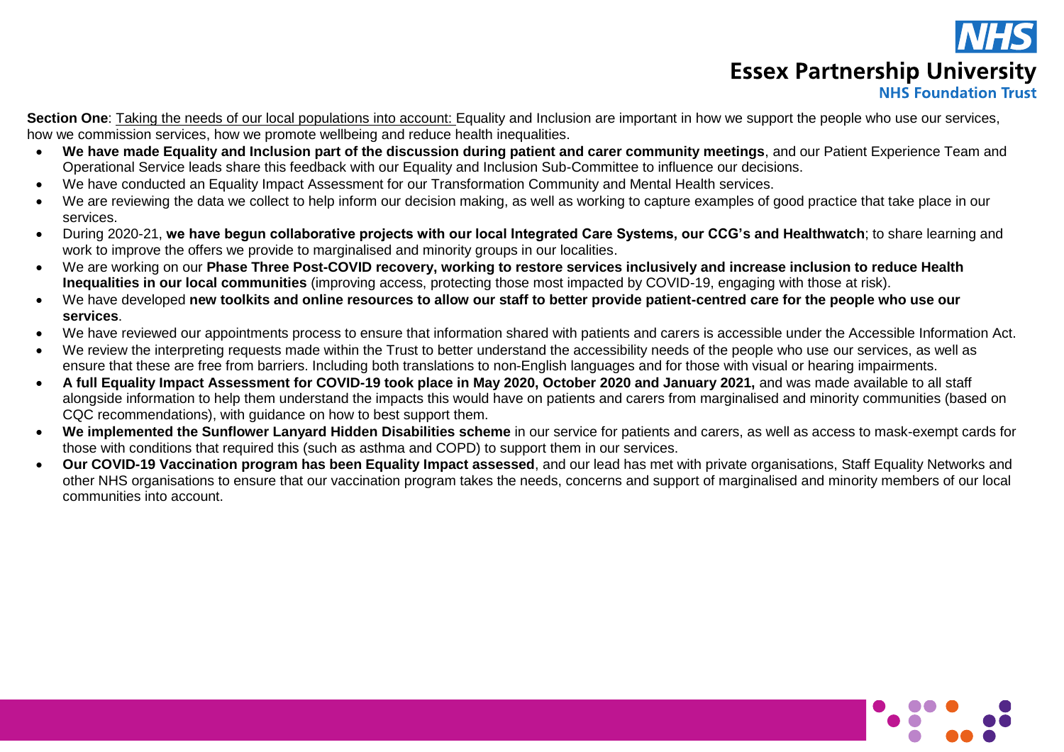**Section One**: Taking the needs of our local populations into account: Equality and Inclusion are important in how we support the people who use our services, how we commission services, how we promote wellbeing and reduce health inequalities.

- **We have made Equality and Inclusion part of the discussion during patient and carer community meetings**, and our Patient Experience Team and Operational Service leads share this feedback with our Equality and Inclusion Sub-Committee to influence our decisions.
- We have conducted an Equality Impact Assessment for our Transformation Community and Mental Health services.
- We are reviewing the data we collect to help inform our decision making, as well as working to capture examples of good practice that take place in our services.
- During 2020-21, **we have begun collaborative projects with our local Integrated Care Systems, our CCG's and Healthwatch**; to share learning and work to improve the offers we provide to marginalised and minority groups in our localities.
- We are working on our **Phase Three Post-COVID recovery, working to restore services inclusively and increase inclusion to reduce Health Inequalities in our local communities** (improving access, protecting those most impacted by COVID-19, engaging with those at risk).
- We have developed **new toolkits and online resources to allow our staff to better provide patient-centred care for the people who use our services**.
- We have reviewed our appointments process to ensure that information shared with patients and carers is accessible under the Accessible Information Act.
- We review the interpreting requests made within the Trust to better understand the accessibility needs of the people who use our services, as well as ensure that these are free from barriers. Including both translations to non-English languages and for those with visual or hearing impairments.
- **A full Equality Impact Assessment for COVID-19 took place in May 2020, October 2020 and January 2021,** and was made available to all staff alongside information to help them understand the impacts this would have on patients and carers from marginalised and minority communities (based on CQC recommendations), with guidance on how to best support them.
- **We implemented the Sunflower Lanyard Hidden Disabilities scheme** in our service for patients and carers, as well as access to mask-exempt cards for those with conditions that required this (such as asthma and COPD) to support them in our services.
- **Our COVID-19 Vaccination program has been Equality Impact assessed**, and our lead has met with private organisations, Staff Equality Networks and other NHS organisations to ensure that our vaccination program takes the needs, concerns and support of marginalised and minority members of our local communities into account.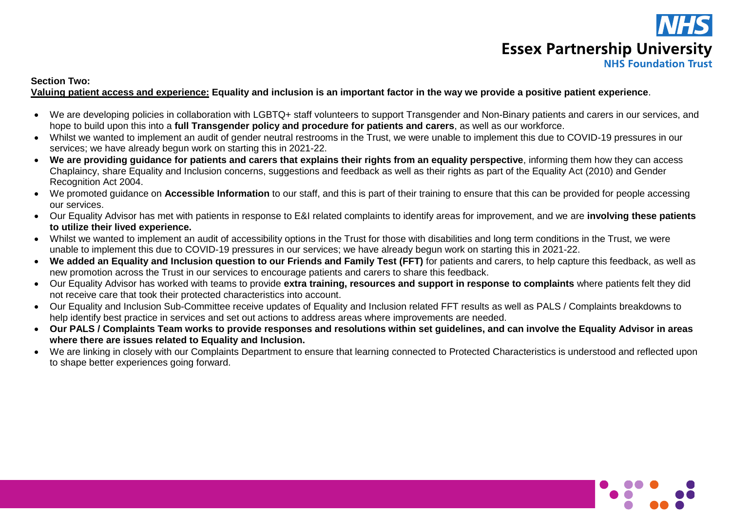**Section Two:**

**<u>Valuing patient access and experience:</u> Equality and inclusion is an important factor in the way we provide a positive patient experience**.

- We are developing policies in collaboration with LGBTQ+ staff volunteers to support Transgender and Non-Binary patients and carers in our services, and hope to build upon this into a **full Transgender policy and procedure for patients and carers**, as well as our workforce.
- Whilst we wanted to implement an audit of gender neutral restrooms in the Trust, we were unable to implement this due to COVID-19 pressures in our services; we have already begun work on starting this in 2021-22.
- **We are providing guidance for patients and carers that explains their rights from an equality perspective**, informing them how they can access Chaplaincy, share Equality and Inclusion concerns, suggestions and feedback as well as their rights as part of the Equality Act (2010) and Gender Recognition Act 2004.
- We promoted guidance on **Accessible Information** to our staff, and this is part of their training to ensure that this can be provided for people accessing our services.
- Our Equality Advisor has met with patients in response to E&I related complaints to identify areas for improvement, and we are **involving these patients to utilize their lived experience.**
- Whilst we wanted to implement an audit of accessibility options in the Trust for those with disabilities and long term conditions in the Trust, we were unable to implement this due to COVID-19 pressures in our services; we have already begun work on starting this in 2021-22.
- **We added an Equality and Inclusion question to our Friends and Family Test (FFT)** for patients and carers, to help capture this feedback, as well as new promotion across the Trust in our services to encourage patients and carers to share this feedback.
- Our Equality Advisor has worked with teams to provide **extra training, resources and support in response to complaints** where patients felt they did not receive care that took their protected characteristics into account.
- Our Equality and Inclusion Sub-Committee receive updates of Equality and Inclusion related FFT results as well as PALS / Complaints breakdowns to help identify best practice in services and set out actions to address areas where improvements are needed.
- **Our PALS / Complaints Team works to provide responses and resolutions within set guidelines, and can involve the Equality Advisor in areas where there are issues related to Equality and Inclusion.**
- We are linking in closely with our Complaints Department to ensure that learning connected to Protected Characteristics is understood and reflected upon to shape better experiences going forward.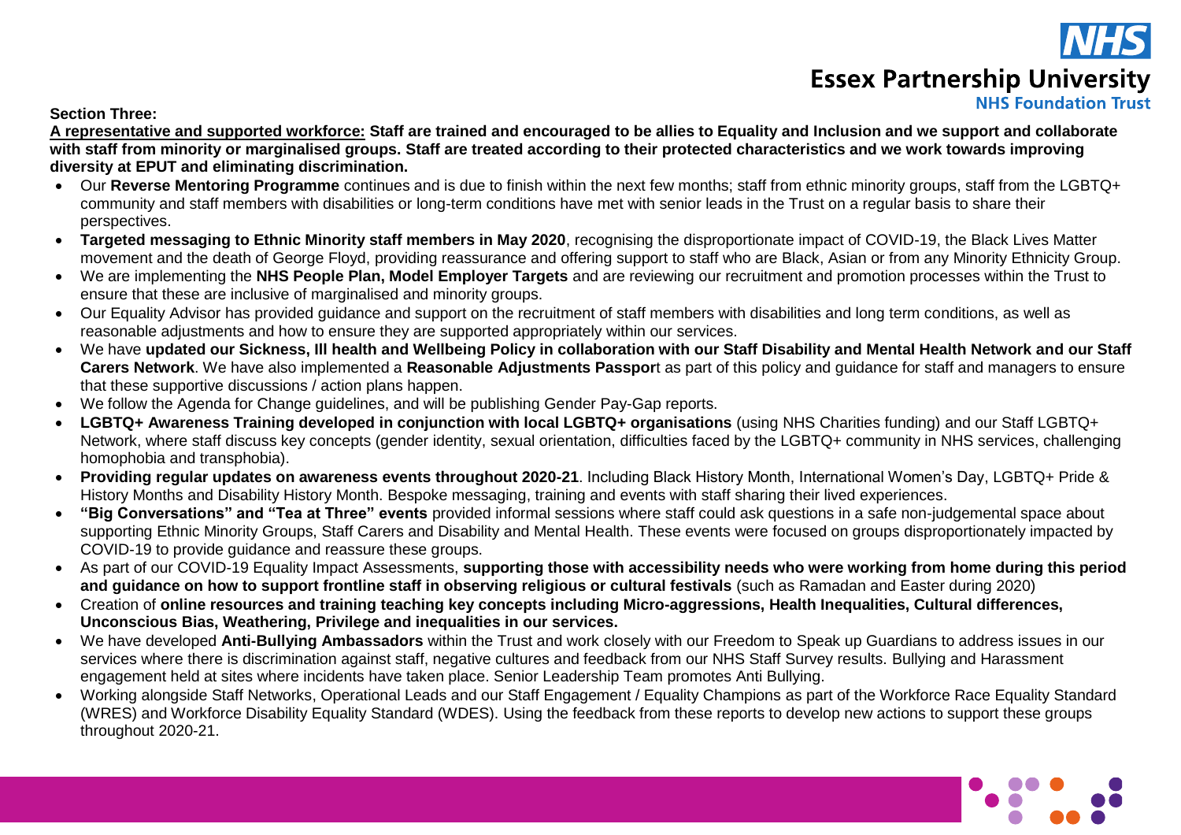**Section Three:**

**<u>A representative and supported workforce:</u> Staff are trained and encouraged to be allies to Equality and Inclusion and we support and collaborate with staff from minority or marginalised groups. Staff are treated according to their protected characteristics and we work towards improving diversity at EPUT and eliminating discrimination.**

- Our **Reverse Mentoring Programme** continues and is due to finish within the next few months; staff from ethnic minority groups, staff from the LGBTQ+ community and staff members with disabilities or long-term conditions have met with senior leads in the Trust on a regular basis to share their perspectives.
- **Targeted messaging to Ethnic Minority staff members in May 2020**, recognising the disproportionate impact of COVID-19, the Black Lives Matter movement and the death of George Floyd, providing reassurance and offering support to staff who are Black, Asian or from any Minority Ethnicity Group.
- We are implementing the **NHS People Plan, Model Employer Targets** and are reviewing our recruitment and promotion processes within the Trust to ensure that these are inclusive of marginalised and minority groups.
- Our Equality Advisor has provided guidance and support on the recruitment of staff members with disabilities and long term conditions, as well as reasonable adjustments and how to ensure they are supported appropriately within our services.
- We have **updated our Sickness, Ill health and Wellbeing Policy in collaboration with our Staff Disability and Mental Health Network and our Staff Carers Network**. We have also implemented a **Reasonable Adjustments Passpor**t as part of this policy and guidance for staff and managers to ensure that these supportive discussions / action plans happen.
- We follow the Agenda for Change guidelines, and will be publishing Gender Pay-Gap reports.
- **LGBTQ+ Awareness Training developed in conjunction with local LGBTQ+ organisations** (using NHS Charities funding) and our Staff LGBTQ+ Network, where staff discuss key concepts (gender identity, sexual orientation, difficulties faced by the LGBTQ+ community in NHS services, challenging homophobia and transphobia).
- **Providing regular updates on awareness events throughout 2020-21**. Including Black History Month, International Women's Day, LGBTQ+ Pride & History Months and Disability History Month. Bespoke messaging, training and events with staff sharing their lived experiences.
- **"Big Conversations" and "Tea at Three" events** provided informal sessions where staff could ask questions in a safe non-judgemental space about supporting Ethnic Minority Groups, Staff Carers and Disability and Mental Health. These events were focused on groups disproportionately impacted by COVID-19 to provide guidance and reassure these groups.
- As part of our COVID-19 Equality Impact Assessments, **supporting those with accessibility needs who were working from home during this period and guidance on how to support frontline staff in observing religious or cultural festivals** (such as Ramadan and Easter during 2020)
- Creation of **online resources and training teaching key concepts including Micro-aggressions, Health Inequalities, Cultural differences, Unconscious Bias, Weathering, Privilege and inequalities in our services.**
- We have developed **Anti-Bullying Ambassadors** within the Trust and work closely with our Freedom to Speak up Guardians to address issues in our services where there is discrimination against staff, negative cultures and feedback from our NHS Staff Survey results. Bullying and Harassment engagement held at sites where incidents have taken place. Senior Leadership Team promotes Anti Bullying.
- Working alongside Staff Networks, Operational Leads and our Staff Engagement / Equality Champions as part of the Workforce Race Equality Standard (WRES) and Workforce Disability Equality Standard (WDES). Using the feedback from these reports to develop new actions to support these groups throughout 2020-21.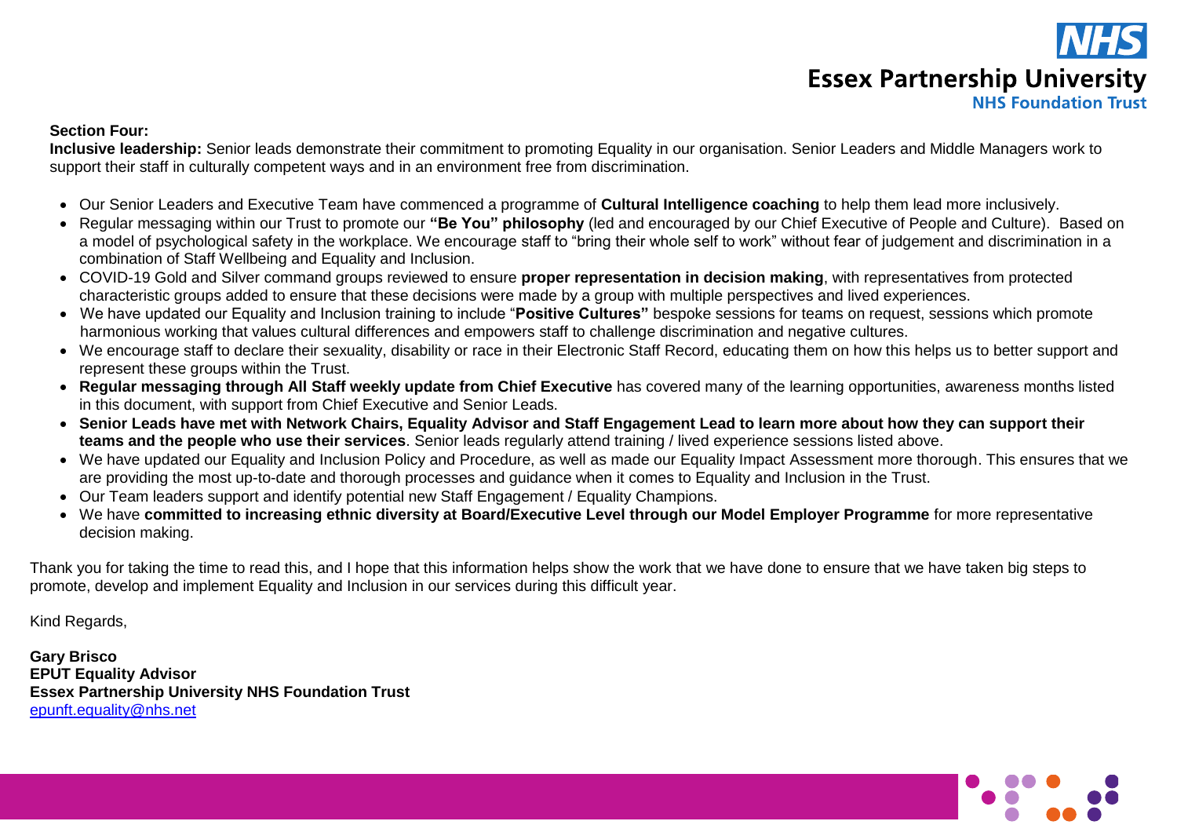**Section Four:**
**Inclusive leadership:** Senior leads demonstrate their commitment to promoting Equality in our organisation. Senior Leaders and Middle Managers work to support their staff in culturally competent ways and in an environment free from discrimination.

- Our Senior Leaders and Executive Team have commenced a programme of **Cultural Intelligence coaching** to help them lead more inclusively.
- Regular messaging within our Trust to promote our **"Be You" philosophy** (led and encouraged by our Chief Executive of People and Culture). Based on a model of psychological safety in the workplace. We encourage staff to "bring their whole self to work" without fear of judgement and discrimination in a combination of Staff Wellbeing and Equality and Inclusion.
- COVID-19 Gold and Silver command groups reviewed to ensure **proper representation in decision making**, with representatives from protected characteristic groups added to ensure that these decisions were made by a group with multiple perspectives and lived experiences.
- We have updated our Equality and Inclusion training to include "**Positive Cultures"** bespoke sessions for teams on request, sessions which promote harmonious working that values cultural differences and empowers staff to challenge discrimination and negative cultures.
- We encourage staff to declare their sexuality, disability or race in their Electronic Staff Record, educating them on how this helps us to better support and represent these groups within the Trust.
- **Regular messaging through All Staff weekly update from Chief Executive** has covered many of the learning opportunities, awareness months listed in this document, with support from Chief Executive and Senior Leads.
- **Senior Leads have met with Network Chairs, Equality Advisor and Staff Engagement Lead to learn more about how they can support their teams and the people who use their services**. Senior leads regularly attend training / lived experience sessions listed above.
- We have updated our Equality and Inclusion Policy and Procedure, as well as made our Equality Impact Assessment more thorough. This ensures that we are providing the most up-to-date and thorough processes and guidance when it comes to Equality and Inclusion in the Trust.
- Our Team leaders support and identify potential new Staff Engagement / Equality Champions.
- We have **committed to increasing ethnic diversity at Board/Executive Level through our Model Employer Programme** for more representative decision making.

Thank you for taking the time to read this, and I hope that this information helps show the work that we have done to ensure that we have taken big steps to promote, develop and implement Equality and Inclusion in our services during this difficult year.

Kind Regards,

**Gary Brisco**
**EPUT Equality Advisor**
**Essex Partnership University NHS Foundation Trust**
epunft.equality@nhs.net